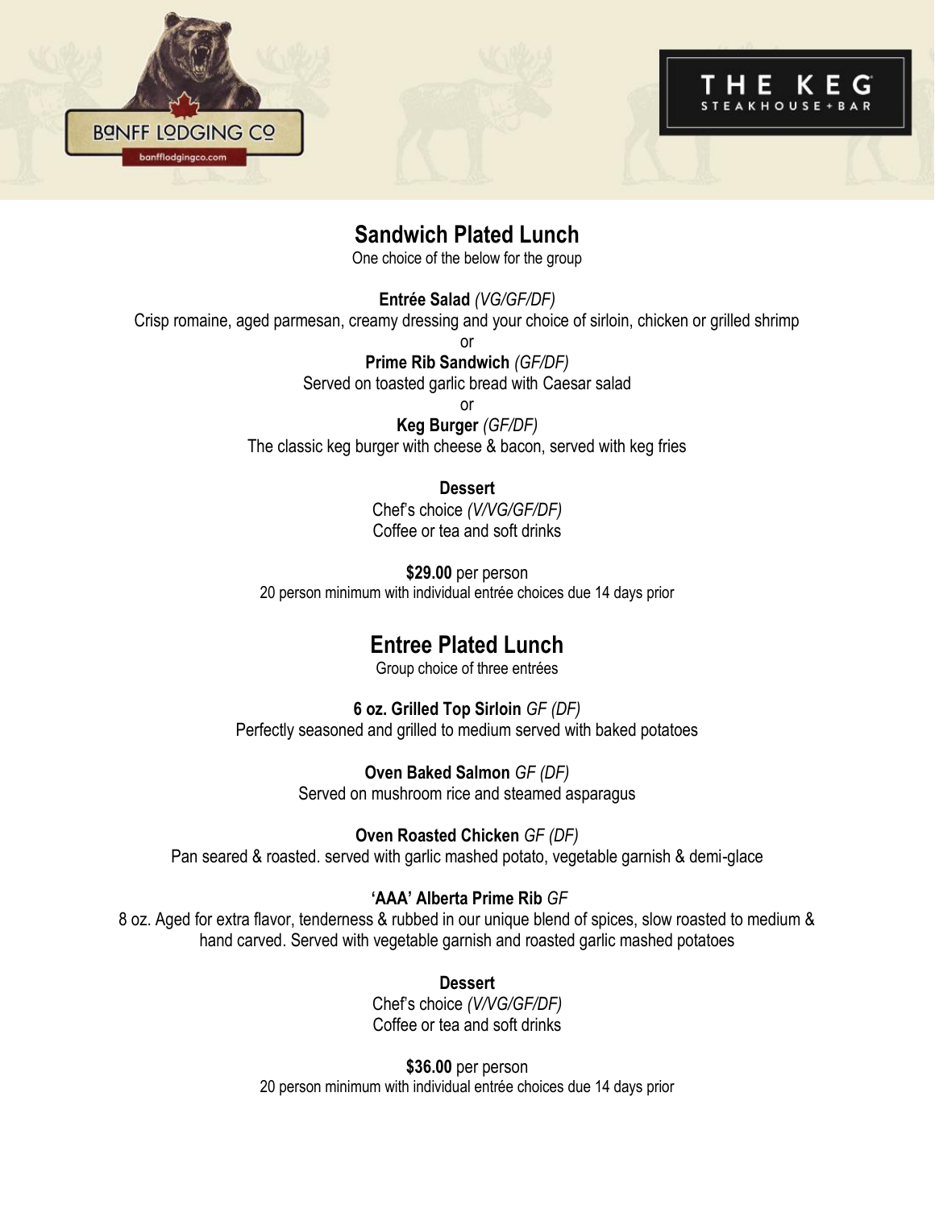BANFF LODGING CO
banfflodgingco.com

THE KEG
STEAKHOUSE + BAR

## Sandwich Plated Lunch

One choice of the below for the group

**Entrée Salad** *(VG/GF/DF)*
Crisp romaine, aged parmesan, creamy dressing and your choice of sirloin, chicken or grilled shrimp

or

**Prime Rib Sandwich** *(GF/DF)*
Served on toasted garlic bread with Caesar salad

or

**Keg Burger** *(GF/DF)*
The classic keg burger with cheese & bacon, served with keg fries

**Dessert**
Chef's choice *(V/VG/GF/DF)*
Coffee or tea and soft drinks

**$29.00** per person
20 person minimum with individual entrée choices due 14 days prior

## Entree Plated Lunch

Group choice of three entrées

**6 oz. Grilled Top Sirloin** *GF (DF)*
Perfectly seasoned and grilled to medium served with baked potatoes

**Oven Baked Salmon** *GF (DF)*
Served on mushroom rice and steamed asparagus

**Oven Roasted Chicken** *GF (DF)*
Pan seared & roasted. served with garlic mashed potato, vegetable garnish & demi-glace

**'AAA' Alberta Prime Rib** *GF*
8 oz. Aged for extra flavor, tenderness & rubbed in our unique blend of spices, slow roasted to medium & hand carved. Served with vegetable garnish and roasted garlic mashed potatoes

**Dessert**
Chef's choice *(V/VG/GF/DF)*
Coffee or tea and soft drinks

**$36.00** per person
20 person minimum with individual entrée choices due 14 days prior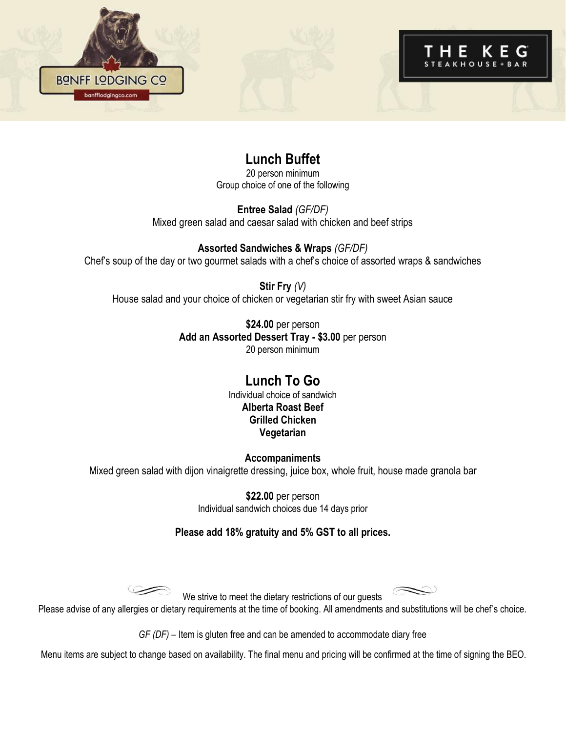## Lunch Buffet

20 person minimum
Group choice of one of the following

**Entree Salad** *(GF/DF)*
Mixed green salad and caesar salad with chicken and beef strips

**Assorted Sandwiches & Wraps** *(GF/DF)*
Chef's soup of the day or two gourmet salads with a chef's choice of assorted wraps & sandwiches

**Stir Fry** *(V)*
House salad and your choice of chicken or vegetarian stir fry with sweet Asian sauce

**$24.00** per person
**Add an Assorted Dessert Tray - $3.00** per person
20 person minimum

## Lunch To Go

Individual choice of sandwich
**Alberta Roast Beef**
**Grilled Chicken**
**Vegetarian**

**Accompaniments**
Mixed green salad with dijon vinaigrette dressing, juice box, whole fruit, house made granola bar

**$22.00** per person
Individual sandwich choices due 14 days prior

**Please add 18% gratuity and 5% GST to all prices.**

We strive to meet the dietary restrictions of our guests

Please advise of any allergies or dietary requirements at the time of booking. All amendments and substitutions will be chef's choice.

*GF (DF)* – Item is gluten free and can be amended to accommodate diary free

Menu items are subject to change based on availability. The final menu and pricing will be confirmed at the time of signing the BEO.